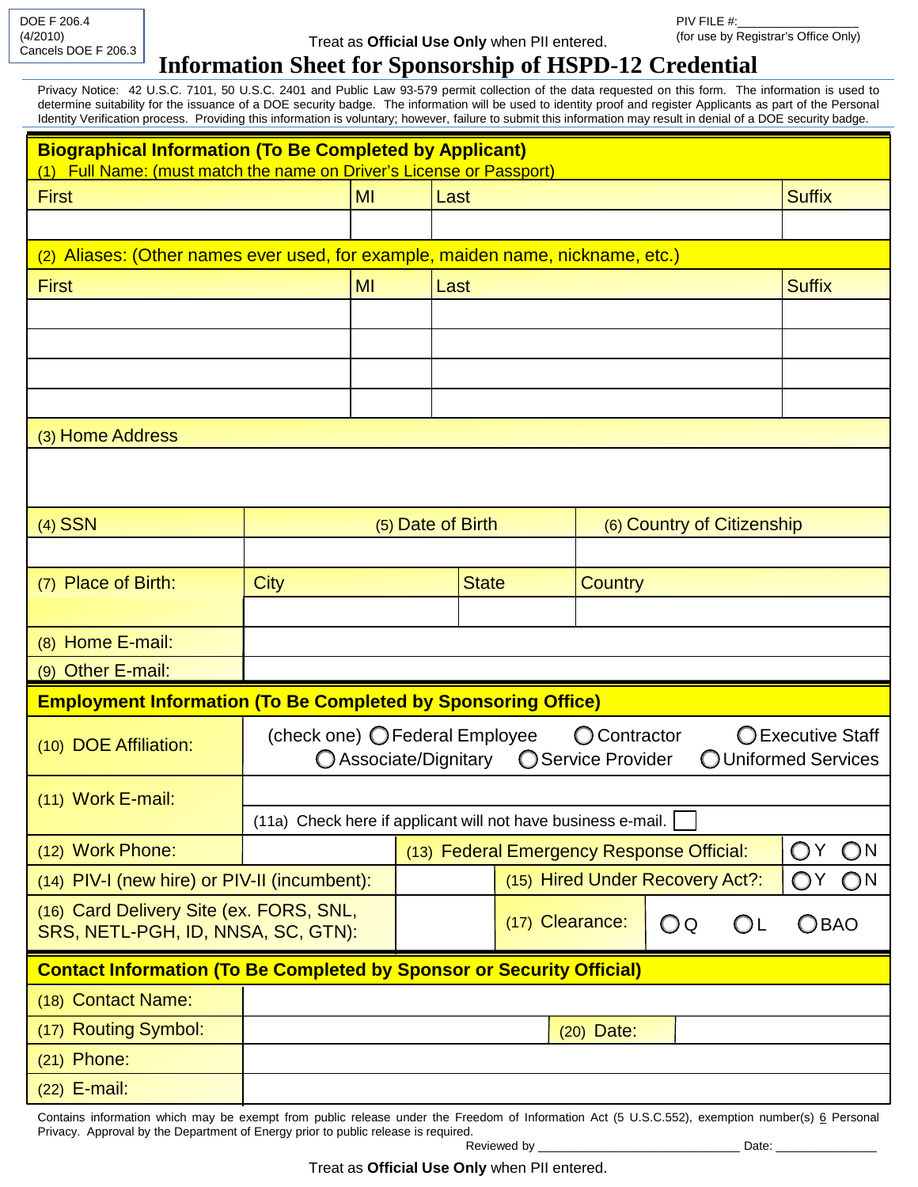DOE F 206.4
(4/2010)
Cancels DOE F 206.3

Treat as **Official Use Only** when PII entered.

PIV FILE #:__________________
(for use by Registrar's Office Only)

# Information Sheet for Sponsorship of HSPD-12 Credential

Privacy Notice: 42 U.S.C. 7101, 50 U.S.C. 2401 and Public Law 93-579 permit collection of the data requested on this form. The information is used to determine suitability for the issuance of a DOE security badge. The information will be used to identity proof and register Applicants as part of the Personal Identity Verification process. Providing this information is voluntary; however, failure to submit this information may result in denial of a DOE security badge.

## Biographical Information (To Be Completed by Applicant)

(1) Full Name: (must match the name on Driver's License or Passport)

| First | MI | Last | Suffix |
|---|---|---|---|
| | | | |

(2) Aliases: (Other names ever used, for example, maiden name, nickname, etc.)

| First | MI | Last | Suffix |
|---|---|---|---|
| | | | |
| | | | |
| | | | |
| | | | |

(3) Home Address

| (4) SSN | (5) Date of Birth | (6) Country of Citizenship |
|---|---|---|
| | | |

| (7) Place of Birth: | City | State | Country |
|---|---|---|---|
| | | | |

| | |
|---|---|
| (8) Home E-mail: | |
| (9) Other E-mail: | |

## Employment Information (To Be Completed by Sponsoring Office)

| | | | |
|---|---|---|---|
| (10) DOE Affiliation: | (check one) ◯ Federal Employee ◯ Contractor ◯ Executive Staff ◯ Associate/Dignitary ◯ Service Provider ◯ Uniformed Services | | |
| (11) Work E-mail: | | | |
| | (11a) Check here if applicant will not have business e-mail. ☐ | | |
| (12) Work Phone: | | (13) Federal Emergency Response Official: | ◯ Y ◯ N |
| (14) PIV-I (new hire) or PIV-II (incumbent): | | (15) Hired Under Recovery Act?: | ◯ Y ◯ N |
| (16) Card Delivery Site (ex. FORS, SNL, SRS, NETL-PGH, ID, NNSA, SC, GTN): | | (17) Clearance: | ◯ Q ◯ L ◯ BAO |

## Contact Information (To Be Completed by Sponsor or Security Official)

| | | | |
|---|---|---|---|
| (18) Contact Name: | | | |
| (17) Routing Symbol: | | (20) Date: | |
| (21) Phone: | | | |
| (22) E-mail: | | | |

Contains information which may be exempt from public release under the Freedom of Information Act (5 U.S.C.552), exemption number(s) 6 Personal Privacy. Approval by the Department of Energy prior to public release is required.

Reviewed by ______________________________ Date: _______________

Treat as **Official Use Only** when PII entered.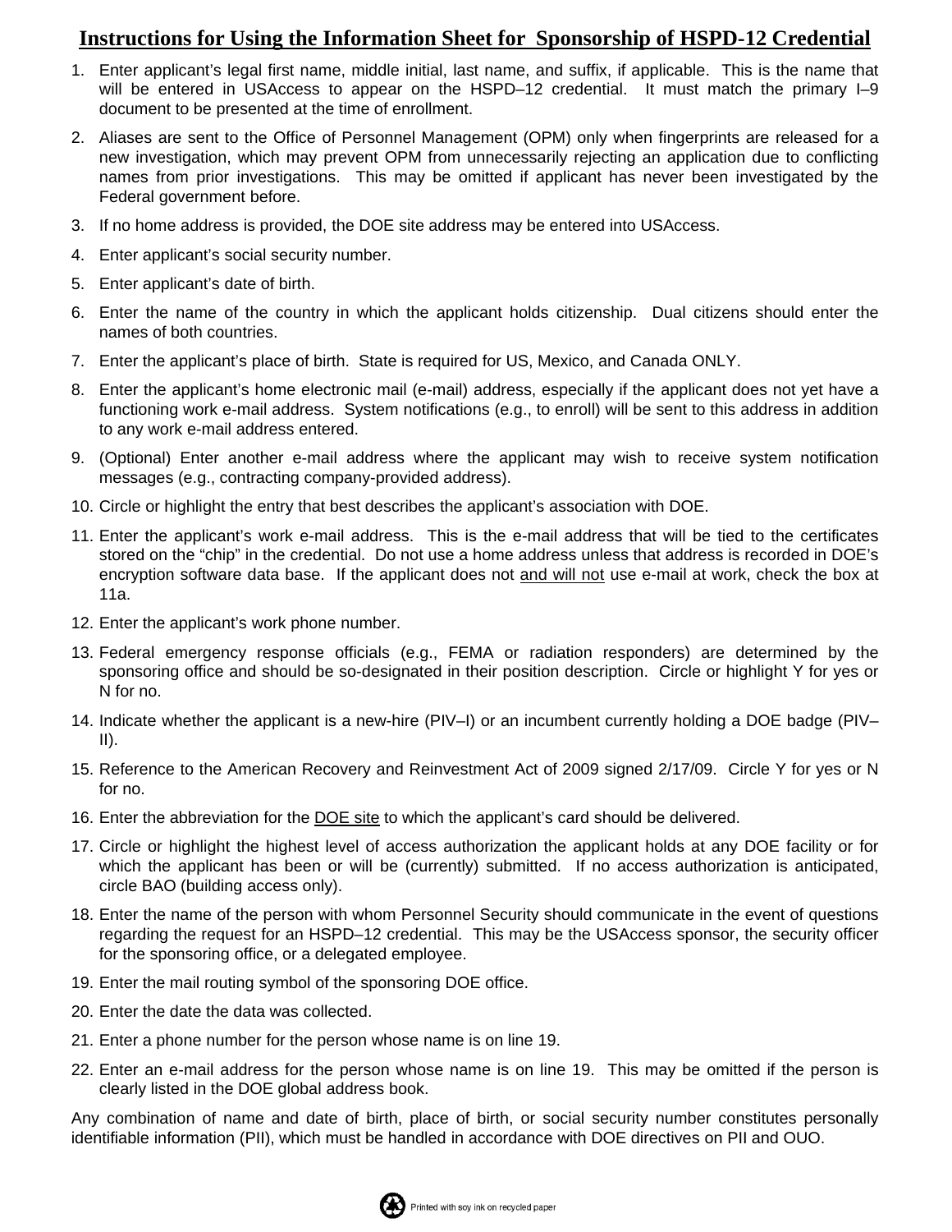# Instructions for Using the Information Sheet for Sponsorship of HSPD-12 Credential

1. Enter applicant's legal first name, middle initial, last name, and suffix, if applicable. This is the name that will be entered in USAccess to appear on the HSPD–12 credential. It must match the primary I–9 document to be presented at the time of enrollment.
2. Aliases are sent to the Office of Personnel Management (OPM) only when fingerprints are released for a new investigation, which may prevent OPM from unnecessarily rejecting an application due to conflicting names from prior investigations. This may be omitted if applicant has never been investigated by the Federal government before.
3. If no home address is provided, the DOE site address may be entered into USAccess.
4. Enter applicant's social security number.
5. Enter applicant's date of birth.
6. Enter the name of the country in which the applicant holds citizenship. Dual citizens should enter the names of both countries.
7. Enter the applicant's place of birth. State is required for US, Mexico, and Canada ONLY.
8. Enter the applicant's home electronic mail (e-mail) address, especially if the applicant does not yet have a functioning work e-mail address. System notifications (e.g., to enroll) will be sent to this address in addition to any work e-mail address entered.
9. (Optional) Enter another e-mail address where the applicant may wish to receive system notification messages (e.g., contracting company-provided address).
10. Circle or highlight the entry that best describes the applicant's association with DOE.
11. Enter the applicant's work e-mail address. This is the e-mail address that will be tied to the certificates stored on the "chip" in the credential. Do not use a home address unless that address is recorded in DOE's encryption software data base. If the applicant does not <u>and will not</u> use e-mail at work, check the box at 11a.
12. Enter the applicant's work phone number.
13. Federal emergency response officials (e.g., FEMA or radiation responders) are determined by the sponsoring office and should be so-designated in their position description. Circle or highlight Y for yes or N for no.
14. Indicate whether the applicant is a new-hire (PIV–I) or an incumbent currently holding a DOE badge (PIV–II).
15. Reference to the American Recovery and Reinvestment Act of 2009 signed 2/17/09. Circle Y for yes or N for no.
16. Enter the abbreviation for the <u>DOE site</u> to which the applicant's card should be delivered.
17. Circle or highlight the highest level of access authorization the applicant holds at any DOE facility or for which the applicant has been or will be (currently) submitted. If no access authorization is anticipated, circle BAO (building access only).
18. Enter the name of the person with whom Personnel Security should communicate in the event of questions regarding the request for an HSPD–12 credential. This may be the USAccess sponsor, the security officer for the sponsoring office, or a delegated employee.
19. Enter the mail routing symbol of the sponsoring DOE office.
20. Enter the date the data was collected.
21. Enter a phone number for the person whose name is on line 19.
22. Enter an e-mail address for the person whose name is on line 19. This may be omitted if the person is clearly listed in the DOE global address book.

Any combination of name and date of birth, place of birth, or social security number constitutes personally identifiable information (PII), which must be handled in accordance with DOE directives on PII and OUO.

Printed with soy ink on recycled paper